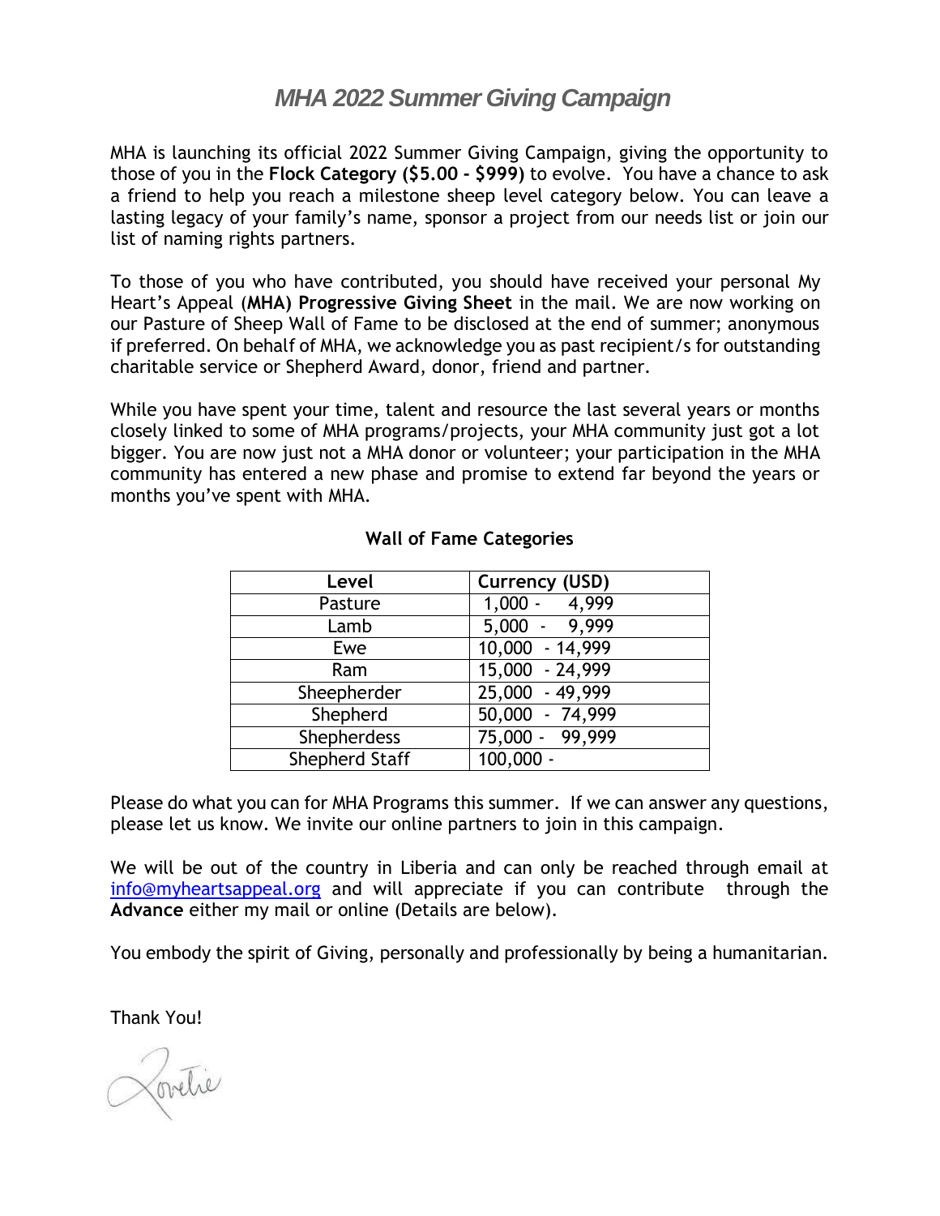# *MHA 2022 Summer Giving Campaign*

MHA is launching its official 2022 Summer Giving Campaign, giving the opportunity to those of you in the **Flock Category ($5.00 - $999)** to evolve. You have a chance to ask a friend to help you reach a milestone sheep level category below. You can leave a lasting legacy of your family's name, sponsor a project from our needs list or join our list of naming rights partners.

To those of you who have contributed, you should have received your personal My Heart's Appeal (**MHA) Progressive Giving Sheet** in the mail. We are now working on our Pasture of Sheep Wall of Fame to be disclosed at the end of summer; anonymous if preferred. On behalf of MHA, we acknowledge you as past recipient/s for outstanding charitable service or Shepherd Award, donor, friend and partner.

While you have spent your time, talent and resource the last several years or months closely linked to some of MHA programs/projects, your MHA community just got a lot bigger. You are now just not a MHA donor or volunteer; your participation in the MHA community has entered a new phase and promise to extend far beyond the years or months you've spent with MHA.

**Wall of Fame Categories**

| Level | Currency (USD) |
|---|---|
| Pasture | 1,000 - 4,999 |
| Lamb | 5,000 - 9,999 |
| Ewe | 10,000 - 14,999 |
| Ram | 15,000 - 24,999 |
| Sheepherder | 25,000 - 49,999 |
| Shepherd | 50,000 - 74,999 |
| Shepherdess | 75,000 - 99,999 |
| Shepherd Staff | 100,000 - |

Please do what you can for MHA Programs this summer. If we can answer any questions, please let us know. We invite our online partners to join in this campaign.

We will be out of the country in Liberia and can only be reached through email at info@myheartsappeal.org and will appreciate if you can contribute through the **Advance** either my mail or online (Details are below).

You embody the spirit of Giving, personally and professionally by being a humanitarian.

Thank You!

Lovetie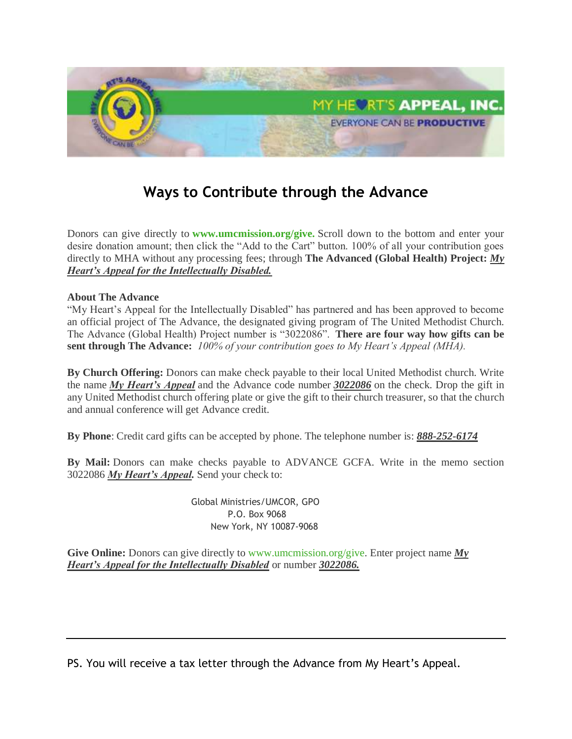MY HEART'S APPEAL, INC.
EVERYONE CAN BE **PRODUCTIVE**

## Ways to Contribute through the Advance

Donors can give directly to **www.umcmission.org/give.** Scroll down to the bottom and enter your desire donation amount; then click the "Add to the Cart" button. 100% of all your contribution goes directly to MHA without any processing fees; through **The Advanced (Global Health) Project: *My Heart's Appeal for the Intellectually Disabled.***

**About The Advance**
"My Heart's Appeal for the Intellectually Disabled" has partnered and has been approved to become an official project of The Advance, the designated giving program of The United Methodist Church. The Advance (Global Health) Project number is "3022086". **There are four way how gifts can be sent through The Advance:** *100% of your contribution goes to My Heart's Appeal (MHA).*

**By Church Offering:** Donors can make check payable to their local United Methodist church. Write the name ***My Heart's Appeal*** and the Advance code number ***3022086*** on the check. Drop the gift in any United Methodist church offering plate or give the gift to their church treasurer, so that the church and annual conference will get Advance credit.

**By Phone**: Credit card gifts can be accepted by phone. The telephone number is: ***888-252-6174***

**By Mail:** Donors can make checks payable to ADVANCE GCFA. Write in the memo section 3022086 ***My Heart's Appeal.*** Send your check to:

Global Ministries/UMCOR, GPO
P.O. Box 9068
New York, NY 10087-9068

**Give Online:** Donors can give directly to www.umcmission.org/give. Enter project name ***My Heart's Appeal for the Intellectually Disabled*** or number ***3022086.***

---

PS. You will receive a tax letter through the Advance from My Heart's Appeal.